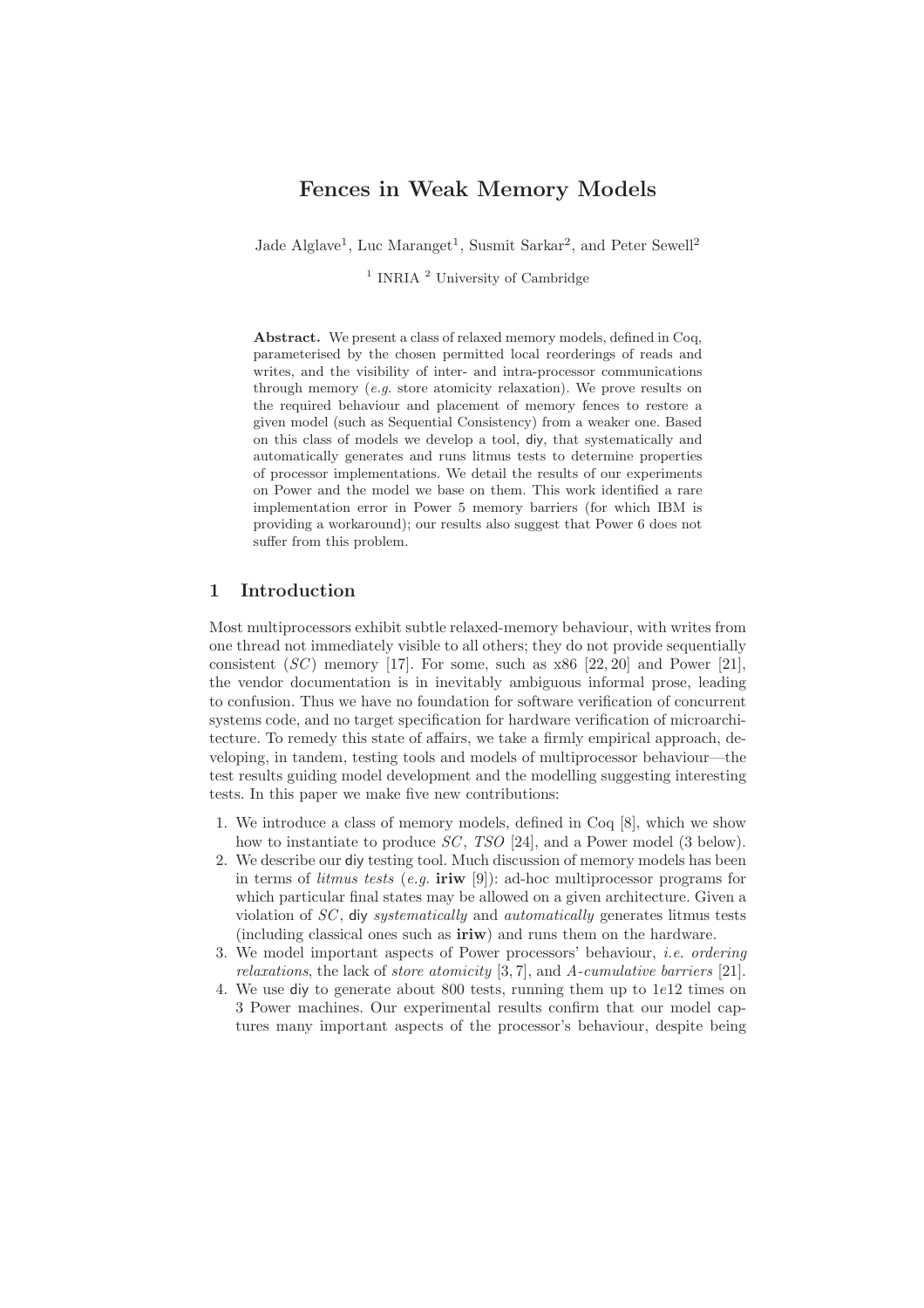# Fences in Weak Memory Models

Jade Alglave[1], Luc Maranget[1], Susmit Sarkar[2], and Peter Sewell[2]

[1] INRIA [2] University of Cambridge

**Abstract.** We present a class of relaxed memory models, defined in Coq, parameterised by the chosen permitted local reorderings of reads and writes, and the visibility of inter- and intra-processor communications through memory (*e.g.* store atomicity relaxation). We prove results on the required behaviour and placement of memory fences to restore a given model (such as Sequential Consistency) from a weaker one. Based on this class of models we develop a tool, diy, that systematically and automatically generates and runs litmus tests to determine properties of processor implementations. We detail the results of our experiments on Power and the model we base on them. This work identified a rare implementation error in Power 5 memory barriers (for which IBM is providing a workaround); our results also suggest that Power 6 does not suffer from this problem.

## 1 Introduction

Most multiprocessors exhibit subtle relaxed-memory behaviour, with writes from one thread not immediately visible to all others; they do not provide sequentially consistent (*SC*) memory [17]. For some, such as x86 [22, 20] and Power [21], the vendor documentation is in inevitably ambiguous informal prose, leading to confusion. Thus we have no foundation for software verification of concurrent systems code, and no target specification for hardware verification of microarchitecture. To remedy this state of affairs, we take a firmly empirical approach, developing, in tandem, testing tools and models of multiprocessor behaviour—the test results guiding model development and the modelling suggesting interesting tests. In this paper we make five new contributions:

1. We introduce a class of memory models, defined in Coq [8], which we show how to instantiate to produce *SC*, *TSO* [24], and a Power model (3 below).
2. We describe our diy testing tool. Much discussion of memory models has been in terms of *litmus tests* (*e.g.* **iriw** [9]): ad-hoc multiprocessor programs for which particular final states may be allowed on a given architecture. Given a violation of *SC*, diy *systematically* and *automatically* generates litmus tests (including classical ones such as **iriw**) and runs them on the hardware.
3. We model important aspects of Power processors' behaviour, *i.e. ordering relaxations*, the lack of *store atomicity* [3, 7], and *A-cumulative barriers* [21].
4. We use diy to generate about 800 tests, running them up to $1e12$ times on 3 Power machines. Our experimental results confirm that our model captures many important aspects of the processor's behaviour, despite being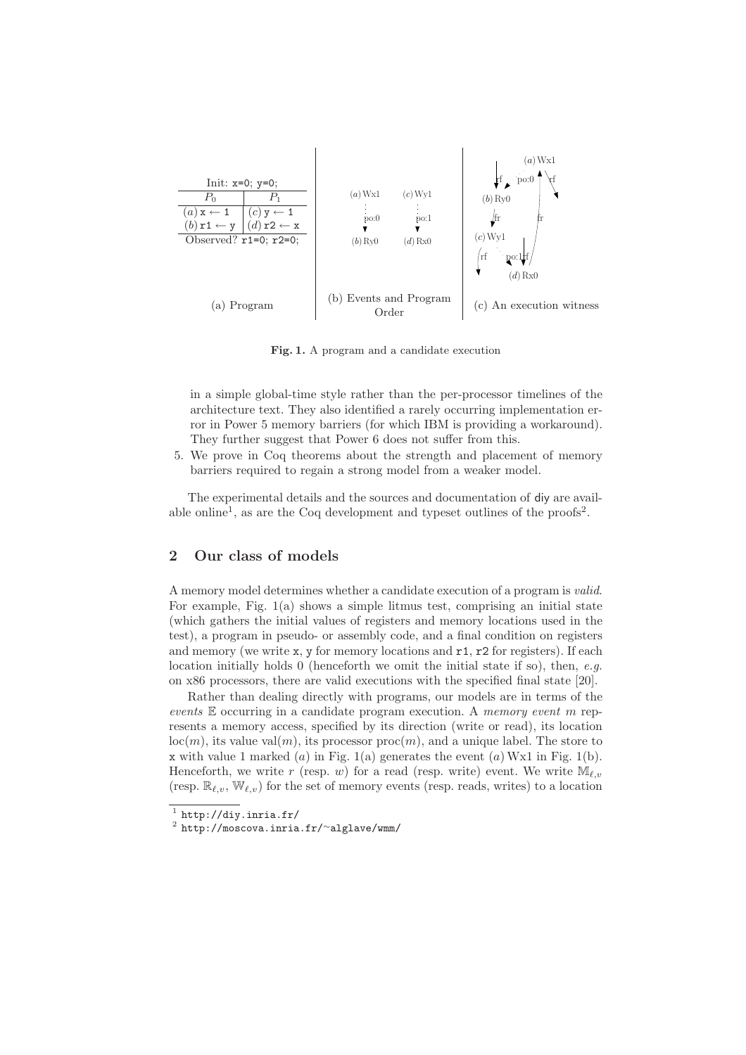| Init: x=0; y=0; | |
|---|---|
| $P_0$ | $P_1$ |
| $(a)$ x ← 1 | $(c)$ y ← 1 |
| $(b)$ r1 ← y | $(d)$ r2 ← x |
| Observed? r1=0; r2=0; | |

(a) Program

$(a)$ Wx1 $\xrightarrow{\text{po:0}}$ $(b)$ Ry0 $\quad$ $(c)$ Wy1 $\xrightarrow{\text{po:1}}$ $(d)$ Rx0

(b) Events and Program Order

(c) An execution witness

**Fig. 1.** A program and a candidate execution

in a simple global-time style rather than the per-processor timelines of the architecture text. They also identified a rarely occurring implementation error in Power 5 memory barriers (for which IBM is providing a workaround). They further suggest that Power 6 does not suffer from this.

5. We prove in Coq theorems about the strength and placement of memory barriers required to regain a strong model from a weaker model.

The experimental details and the sources and documentation of diy are available online[1], as are the Coq development and typeset outlines of the proofs[2].

## 2 Our class of models

A memory model determines whether a candidate execution of a program is *valid*. For example, Fig. 1(a) shows a simple litmus test, comprising an initial state (which gathers the initial values of registers and memory locations used in the test), a program in pseudo- or assembly code, and a final condition on registers and memory (we write x, y for memory locations and r1, r2 for registers). If each location initially holds 0 (henceforth we omit the initial state if so), then, *e.g.* on x86 processors, there are valid executions with the specified final state [20].

Rather than dealing directly with programs, our models are in terms of the *events* $\mathbb{E}$ occurring in a candidate program execution. A *memory event* $m$ represents a memory access, specified by its direction (write or read), its location $\text{loc}(m)$, its value $\text{val}(m)$, its processor $\text{proc}(m)$, and a unique label. The store to x with value 1 marked $(a)$ in Fig. 1(a) generates the event $(a)$ Wx1 in Fig. 1(b). Henceforth, we write $r$ (resp. $w$) for a read (resp. write) event. We write $\mathbb{M}_{\ell,v}$ (resp. $\mathbb{R}_{\ell,v}$, $\mathbb{W}_{\ell,v}$) for the set of memory events (resp. reads, writes) to a location

[1] http://diy.inria.fr/

[2] http://moscova.inria.fr/~alglave/wmm/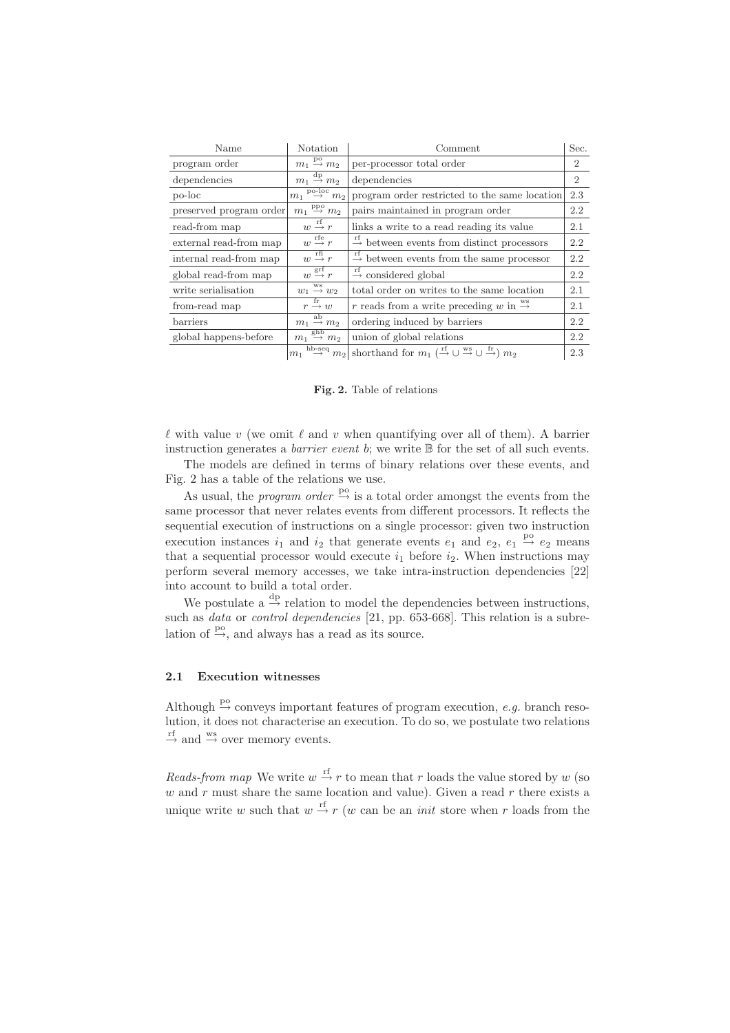| Name | Notation | Comment | Sec. |
|---|---|---|---|
| program order | $m_1 \xrightarrow{\text{po}} m_2$ | per-processor total order | 2 |
| dependencies | $m_1 \xrightarrow{\text{dp}} m_2$ | dependencies | 2 |
| po-loc | $m_1 \xrightarrow{\text{po-loc}} m_2$ | program order restricted to the same location | 2.3 |
| preserved program order | $m_1 \xrightarrow{\text{ppo}} m_2$ | pairs maintained in program order | 2.2 |
| read-from map | $w \xrightarrow{\text{rf}} r$ | links a write to a read reading its value | 2.1 |
| external read-from map | $w \xrightarrow{\text{rfe}} r$ | $\xrightarrow{\text{rf}}$ between events from distinct processors | 2.2 |
| internal read-from map | $w \xrightarrow{\text{rfi}} r$ | $\xrightarrow{\text{rf}}$ between events from the same processor | 2.2 |
| global read-from map | $w \xrightarrow{\text{grf}} r$ | $\xrightarrow{\text{rf}}$ considered global | 2.2 |
| write serialisation | $w_1 \xrightarrow{\text{ws}} w_2$ | total order on writes to the same location | 2.1 |
| from-read map | $r \xrightarrow{\text{fr}} w$ | $r$ reads from a write preceding $w$ in $\xrightarrow{\text{ws}}$ | 2.1 |
| barriers | $m_1 \xrightarrow{\text{ab}} m_2$ | ordering induced by barriers | 2.2 |
| global happens-before | $m_1 \xrightarrow{\text{ghb}} m_2$ | union of global relations | 2.2 |
| | $m_1 \xrightarrow{\text{hb-seq}} m_2$ | shorthand for $m_1 (\xrightarrow{\text{rf}} \cup \xrightarrow{\text{ws}} \cup \xrightarrow{\text{fr}}) m_2$ | 2.3 |

**Fig. 2.** Table of relations

$\ell$ with value $v$ (we omit $\ell$ and $v$ when quantifying over all of them). A barrier instruction generates a *barrier event* $b$; we write $\mathbb{B}$ for the set of all such events.

The models are defined in terms of binary relations over these events, and Fig. 2 has a table of the relations we use.

As usual, the *program order* $\xrightarrow{\text{po}}$ is a total order amongst the events from the same processor that never relates events from different processors. It reflects the sequential execution of instructions on a single processor: given two instruction execution instances $i_1$ and $i_2$ that generate events $e_1$ and $e_2$, $e_1 \xrightarrow{\text{po}} e_2$ means that a sequential processor would execute $i_1$ before $i_2$. When instructions may perform several memory accesses, we take intra-instruction dependencies [22] into account to build a total order.

We postulate a $\xrightarrow{\text{dp}}$ relation to model the dependencies between instructions, such as *data* or *control dependencies* [21, pp. 653-668]. This relation is a subrelation of $\xrightarrow{\text{po}}$, and always has a read as its source.

### 2.1 Execution witnesses

Although $\xrightarrow{\text{po}}$ conveys important features of program execution, *e.g.* branch resolution, it does not characterise an execution. To do so, we postulate two relations $\xrightarrow{\text{rf}}$ and $\xrightarrow{\text{ws}}$ over memory events.

*Reads-from map* We write $w \xrightarrow{\text{rf}} r$ to mean that $r$ loads the value stored by $w$ (so $w$ and $r$ must share the same location and value). Given a read $r$ there exists a unique write $w$ such that $w \xrightarrow{\text{rf}} r$ ($w$ can be an *init* store when $r$ loads from the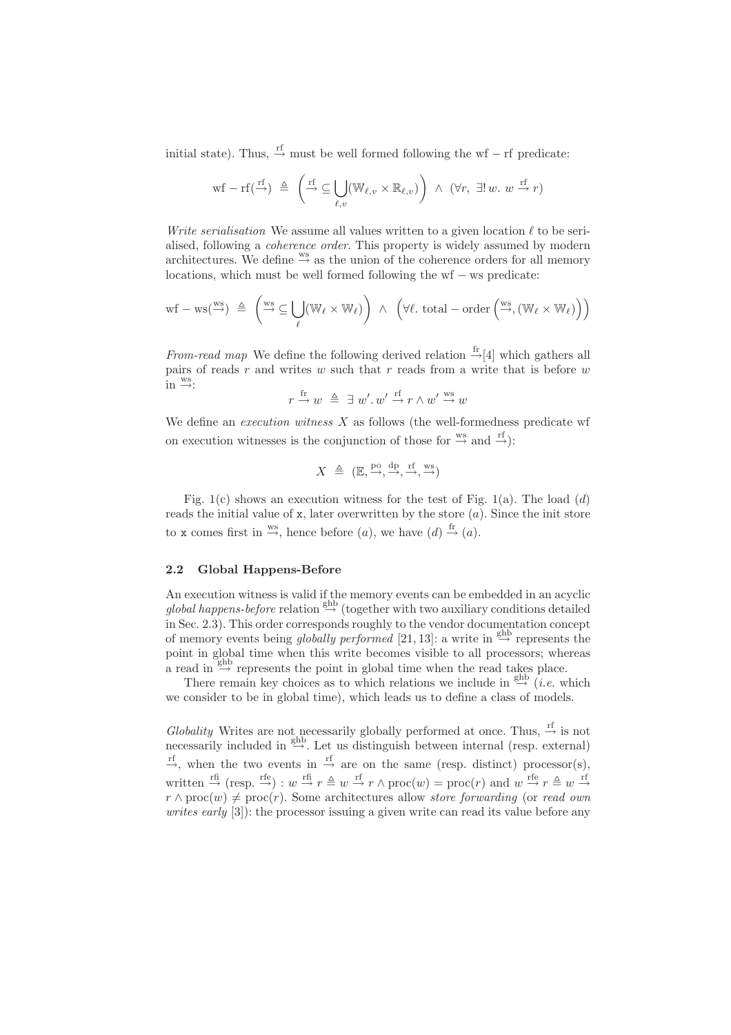initial state). Thus, $\xrightarrow{\text{rf}}$ must be well formed following the wf − rf predicate:

$$\text{wf} - \text{rf}(\xrightarrow{\text{rf}}) \;\triangleq\; \left(\xrightarrow{\text{rf}} \subseteq \bigcup_{\ell,v} (\mathbb{W}_{\ell,v} \times \mathbb{R}_{\ell,v})\right) \;\wedge\; (\forall r,\; \exists!\, w.\; w \xrightarrow{\text{rf}} r)$$

*Write serialisation* We assume all values written to a given location $\ell$ to be serialised, following a *coherence order*. This property is widely assumed by modern architectures. We define $\xrightarrow{\text{ws}}$ as the union of the coherence orders for all memory locations, which must be well formed following the wf − ws predicate:

$$\text{wf} - \text{ws}(\xrightarrow{\text{ws}}) \;\triangleq\; \left(\xrightarrow{\text{ws}} \subseteq \bigcup_{\ell} (\mathbb{W}_{\ell} \times \mathbb{W}_{\ell})\right) \;\wedge\; \left(\forall \ell.\; \text{total} - \text{order}\left(\xrightarrow{\text{ws}}, (\mathbb{W}_{\ell} \times \mathbb{W}_{\ell})\right)\right)$$

*From-read map* We define the following derived relation $\xrightarrow{\text{fr}}$[4] which gathers all pairs of reads $r$ and writes $w$ such that $r$ reads from a write that is before $w$ in $\xrightarrow{\text{ws}}$:

$$r \xrightarrow{\text{fr}} w \;\triangleq\; \exists\, w'.\, w' \xrightarrow{\text{rf}} r \wedge w' \xrightarrow{\text{ws}} w$$

We define an *execution witness* $X$ as follows (the well-formedness predicate wf on execution witnesses is the conjunction of those for $\xrightarrow{\text{ws}}$ and $\xrightarrow{\text{rf}}$):

$$X \;\triangleq\; (\mathbb{E}, \xrightarrow{\text{po}}, \xrightarrow{\text{dp}}, \xrightarrow{\text{rf}}, \xrightarrow{\text{ws}})$$

Fig. 1(c) shows an execution witness for the test of Fig. 1(a). The load $(d)$ reads the initial value of x, later overwritten by the store $(a)$. Since the init store to x comes first in $\xrightarrow{\text{ws}}$, hence before $(a)$, we have $(d) \xrightarrow{\text{fr}} (a)$.

### 2.2 Global Happens-Before

An execution witness is valid if the memory events can be embedded in an acyclic *global happens-before* relation $\xrightarrow{\text{ghb}}$ (together with two auxiliary conditions detailed in Sec. 2.3). This order corresponds roughly to the vendor documentation concept of memory events being *globally performed* [21, 13]: a write in $\xrightarrow{\text{ghb}}$ represents the point in global time when this write becomes visible to all processors; whereas a read in $\xrightarrow{\text{ghb}}$ represents the point in global time when the read takes place.

There remain key choices as to which relations we include in $\xrightarrow{\text{ghb}}$ (*i.e.* which we consider to be in global time), which leads us to define a class of models.

*Globality* Writes are not necessarily globally performed at once. Thus, $\xrightarrow{\text{rf}}$ is not necessarily included in $\xrightarrow{\text{ghb}}$. Let us distinguish between internal (resp. external) $\xrightarrow{\text{rf}}$, when the two events in $\xrightarrow{\text{rf}}$ are on the same (resp. distinct) processor(s), written $\xrightarrow{\text{rfi}}$ (resp. $\xrightarrow{\text{rfe}}$) : $w \xrightarrow{\text{rfi}} r \triangleq w \xrightarrow{\text{rf}} r \wedge \text{proc}(w) = \text{proc}(r)$ and $w \xrightarrow{\text{rfe}} r \triangleq w \xrightarrow{\text{rf}} r \wedge \text{proc}(w) \neq \text{proc}(r)$. Some architectures allow *store forwarding* (or *read own writes early* [3]): the processor issuing a given write can read its value before any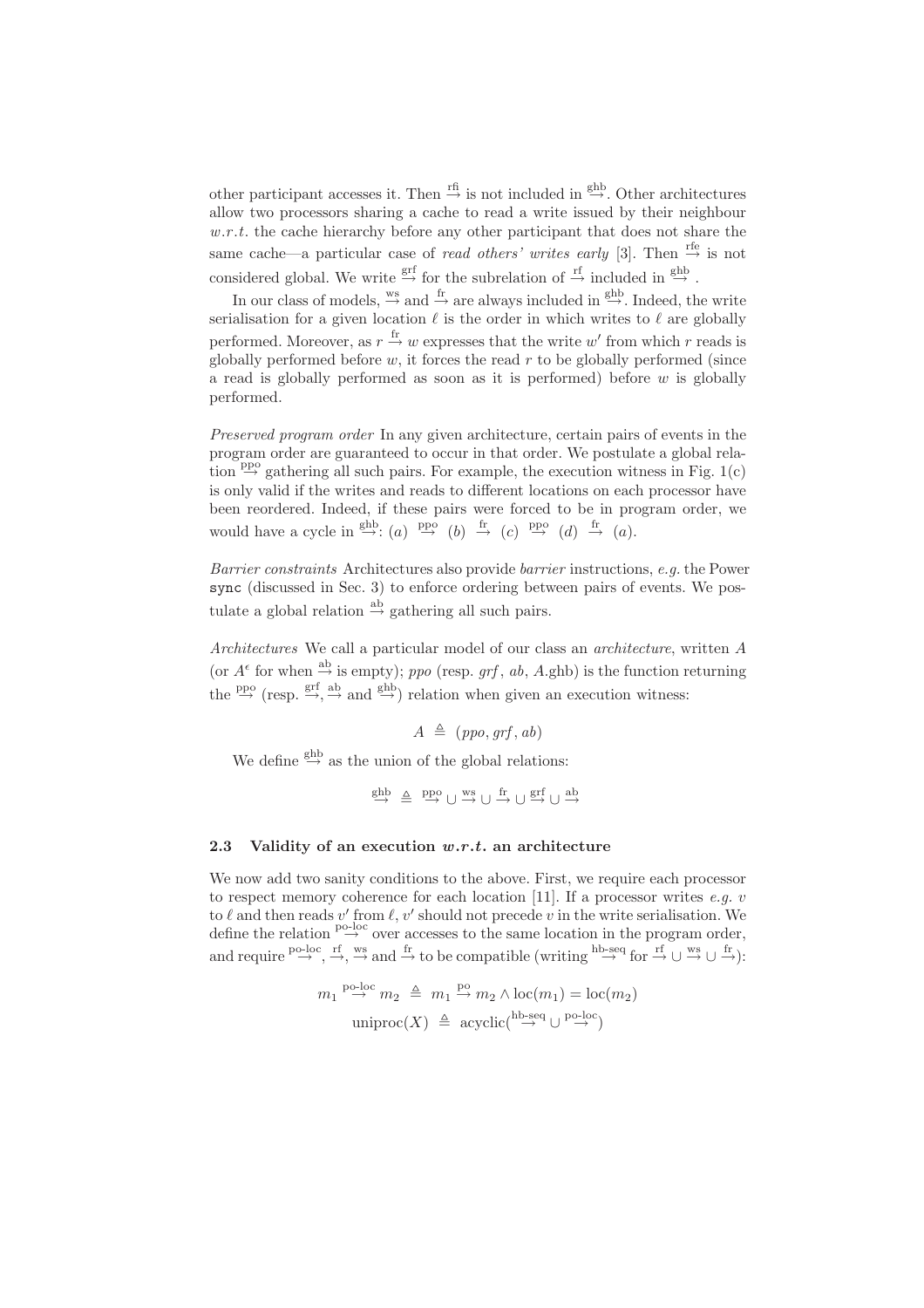other participant accesses it. Then $\stackrel{\text{rfi}}{\rightarrow}$ is not included in $\stackrel{\text{ghb}}{\rightarrow}$. Other architectures allow two processors sharing a cache to read a write issued by their neighbour *w.r.t.* the cache hierarchy before any other participant that does not share the same cache—a particular case of *read others' writes early* [3]. Then $\stackrel{\text{rfe}}{\rightarrow}$ is not considered global. We write $\stackrel{\text{grf}}{\rightarrow}$ for the subrelation of $\stackrel{\text{rf}}{\rightarrow}$ included in $\stackrel{\text{ghb}}{\rightarrow}$.

In our class of models, $\stackrel{\text{ws}}{\rightarrow}$ and $\stackrel{\text{fr}}{\rightarrow}$ are always included in $\stackrel{\text{ghb}}{\rightarrow}$. Indeed, the write serialisation for a given location $\ell$ is the order in which writes to $\ell$ are globally performed. Moreover, as $r \stackrel{\text{fr}}{\rightarrow} w$ expresses that the write $w'$ from which $r$ reads is globally performed before $w$, it forces the read $r$ to be globally performed (since a read is globally performed as soon as it is performed) before $w$ is globally performed.

*Preserved program order* In any given architecture, certain pairs of events in the program order are guaranteed to occur in that order. We postulate a global relation $\stackrel{\text{ppo}}{\rightarrow}$ gathering all such pairs. For example, the execution witness in Fig. 1(c) is only valid if the writes and reads to different locations on each processor have been reordered. Indeed, if these pairs were forced to be in program order, we would have a cycle in $\stackrel{\text{ghb}}{\rightarrow}$: $(a) \stackrel{\text{ppo}}{\rightarrow} (b) \stackrel{\text{fr}}{\rightarrow} (c) \stackrel{\text{ppo}}{\rightarrow} (d) \stackrel{\text{fr}}{\rightarrow} (a)$.

*Barrier constraints* Architectures also provide *barrier* instructions, *e.g.* the Power `sync` (discussed in Sec. 3) to enforce ordering between pairs of events. We postulate a global relation $\stackrel{\text{ab}}{\rightarrow}$ gathering all such pairs.

*Architectures* We call a particular model of our class an *architecture*, written $A$ (or $A^{\epsilon}$ for when $\stackrel{\text{ab}}{\rightarrow}$ is empty); *ppo* (resp. *grf*, *ab*, $A$.ghb) is the function returning the $\stackrel{\text{ppo}}{\rightarrow}$ (resp. $\stackrel{\text{grf}}{\rightarrow}$, $\stackrel{\text{ab}}{\rightarrow}$ and $\stackrel{\text{ghb}}{\rightarrow}$) relation when given an execution witness:

$$A \triangleq (ppo, grf, ab)$$

We define $\stackrel{\text{ghb}}{\rightarrow}$ as the union of the global relations:

$$\stackrel{\text{ghb}}{\rightarrow} \triangleq \stackrel{\text{ppo}}{\rightarrow} \cup \stackrel{\text{ws}}{\rightarrow} \cup \stackrel{\text{fr}}{\rightarrow} \cup \stackrel{\text{grf}}{\rightarrow} \cup \stackrel{\text{ab}}{\rightarrow}$$

### 2.3 Validity of an execution *w.r.t.* an architecture

We now add two sanity conditions to the above. First, we require each processor to respect memory coherence for each location [11]. If a processor writes *e.g.* $v$ to $\ell$ and then reads $v'$ from $\ell$, $v'$ should not precede $v$ in the write serialisation. We define the relation $\stackrel{\text{po-loc}}{\rightarrow}$ over accesses to the same location in the program order, and require $\stackrel{\text{po-loc}}{\rightarrow}$, $\stackrel{\text{rf}}{\rightarrow}$, $\stackrel{\text{ws}}{\rightarrow}$ and $\stackrel{\text{fr}}{\rightarrow}$ to be compatible (writing $\stackrel{\text{hb-seq}}{\rightarrow}$ for $\stackrel{\text{rf}}{\rightarrow} \cup \stackrel{\text{ws}}{\rightarrow} \cup \stackrel{\text{fr}}{\rightarrow}$):

$$m_1 \stackrel{\text{po-loc}}{\rightarrow} m_2 \triangleq m_1 \stackrel{\text{po}}{\rightarrow} m_2 \wedge \text{loc}(m_1) = \text{loc}(m_2)$$

$$\text{uniproc}(X) \triangleq \text{acyclic}(\stackrel{\text{hb-seq}}{\rightarrow} \cup \stackrel{\text{po-loc}}{\rightarrow})$$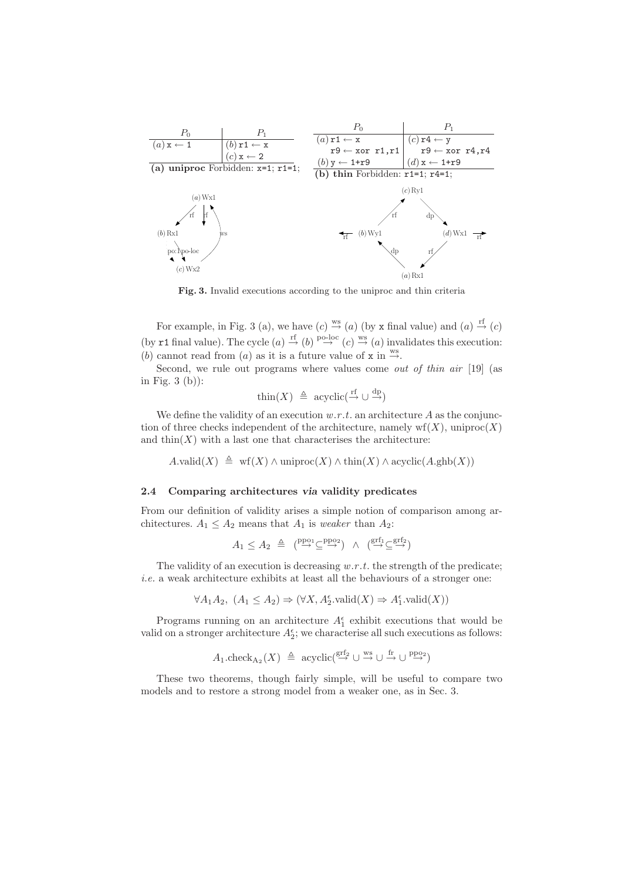| $P_0$ | $P_1$ |
|---|---|
| $(a)$ x ← 1 | $(b)$ r1 ← x |
| | $(c)$ x ← 2 |

**(a) uniproc** Forbidden: x=1; r1=1;

| $P_0$ | $P_1$ |
|---|---|
| $(a)$ r1 ← x | $(c)$ r4 ← y |
| r9 ← xor r1,r1 | r9 ← xor r4,r4 |
| $(b)$ y ← 1+r9 | $(d)$ x ← 1+r9 |

**(b) thin** Forbidden: r1=1; r4=1;

**Fig. 3.** Invalid executions according to the uniproc and thin criteria

For example, in Fig. 3 (a), we have $(c) \xrightarrow{\text{ws}} (a)$ (by x final value) and $(a) \xrightarrow{\text{rf}} (c)$ (by r1 final value). The cycle $(a) \xrightarrow{\text{rf}} (b) \xrightarrow{\text{po-loc}} (c) \xrightarrow{\text{ws}} (a)$ invalidates this execution: $(b)$ cannot read from $(a)$ as it is a future value of x in $\xrightarrow{\text{ws}}$.

Second, we rule out programs where values come *out of thin air* [19] (as in Fig. 3 (b)):

$$\text{thin}(X) \triangleq \text{acyclic}(\xrightarrow{\text{rf}} \cup \xrightarrow{\text{dp}})$$

We define the validity of an execution *w.r.t.* an architecture $A$ as the conjunction of three checks independent of the architecture, namely $\text{wf}(X)$, $\text{uniproc}(X)$ and $\text{thin}(X)$ with a last one that characterises the architecture:

$$A.\text{valid}(X) \triangleq \text{wf}(X) \wedge \text{uniproc}(X) \wedge \text{thin}(X) \wedge \text{acyclic}(A.\text{ghb}(X))$$

### 2.4 Comparing architectures *via* validity predicates

From our definition of validity arises a simple notion of comparison among architectures. $A_1 \leq A_2$ means that $A_1$ is *weaker* than $A_2$:

$$A_1 \leq A_2 \triangleq (\xrightarrow{\text{ppo}_1} \subseteq \xrightarrow{\text{ppo}_2}) \wedge (\xrightarrow{\text{grf}_1} \subseteq \xrightarrow{\text{grf}_2})$$

The validity of an execution is decreasing *w.r.t.* the strength of the predicate; *i.e.* a weak architecture exhibits at least all the behaviours of a stronger one:

$$\forall A_1 A_2,\ (A_1 \leq A_2) \Rightarrow (\forall X, A_2^{\epsilon}.\text{valid}(X) \Rightarrow A_1^{\epsilon}.\text{valid}(X))$$

Programs running on an architecture $A_1^{\epsilon}$ exhibit executions that would be valid on a stronger architecture $A_2^{\epsilon}$; we characterise all such executions as follows:

$$A_1.\text{check}_{A_2}(X) \triangleq \text{acyclic}(\xrightarrow{\text{grf}_2} \cup \xrightarrow{\text{ws}} \cup \xrightarrow{\text{fr}} \cup \xrightarrow{\text{ppo}_2})$$

These two theorems, though fairly simple, will be useful to compare two models and to restore a strong model from a weaker one, as in Sec. 3.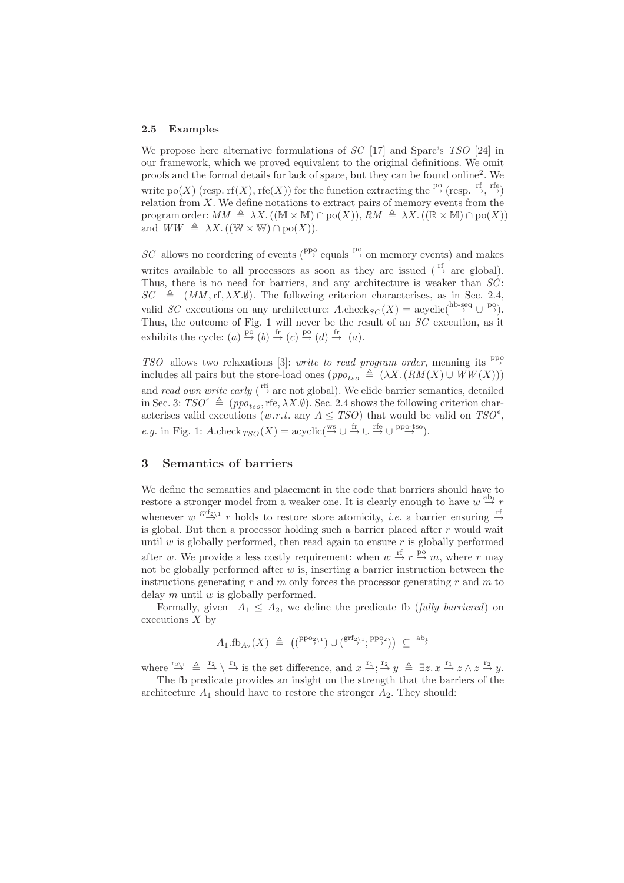### 2.5 Examples

We propose here alternative formulations of *SC* [17] and Sparc's *TSO* [24] in our framework, which we proved equivalent to the original definitions. We omit proofs and the formal details for lack of space, but they can be found online[2]. We write $\text{po}(X)$ (resp. $\text{rf}(X), \text{rfe}(X)$) for the function extracting the $\xrightarrow{\text{po}}$ (resp. $\xrightarrow{\text{rf}}$, $\xrightarrow{\text{rfe}}$) relation from $X$. We define notations to extract pairs of memory events from the program order: $MM \triangleq \lambda X. ((\mathbb{M} \times \mathbb{M}) \cap \text{po}(X))$, $RM \triangleq \lambda X. ((\mathbb{R} \times \mathbb{M}) \cap \text{po}(X))$ and $WW \triangleq \lambda X. ((\mathbb{W} \times \mathbb{W}) \cap \text{po}(X))$.

*SC* allows no reordering of events ($\xrightarrow{\text{ppo}}$ equals $\xrightarrow{\text{po}}$ on memory events) and makes writes available to all processors as soon as they are issued ($\xrightarrow{\text{rf}}$ are global). Thus, there is no need for barriers, and any architecture is weaker than *SC*: $SC \triangleq (MM, \text{rf}, \lambda X.\emptyset)$. The following criterion characterises, as in Sec. 2.4, valid *SC* executions on any architecture: $A.\text{check}_{SC}(X) = \text{acyclic}(\xrightarrow{\text{hb-seq}} \cup \xrightarrow{\text{po}})$. Thus, the outcome of Fig. 1 will never be the result of an *SC* execution, as it exhibits the cycle: $(a) \xrightarrow{\text{po}} (b) \xrightarrow{\text{fr}} (c) \xrightarrow{\text{po}} (d) \xrightarrow{\text{fr}} (a)$.

*TSO* allows two relaxations [3]: *write to read program order*, meaning its $\xrightarrow{\text{ppo}}$ includes all pairs but the store-load ones ($ppo_{tso} \triangleq (\lambda X. (RM(X) \cup WW(X)))$ and *read own write early* ($\xrightarrow{\text{rfi}}$ are not global). We elide barrier semantics, detailed in Sec. 3: $TSO^{\epsilon} \triangleq (ppo_{tso}, \text{rfe}, \lambda X.\emptyset)$. Sec. 2.4 shows the following criterion characterises valid executions (*w.r.t.* any $A \leq TSO$) that would be valid on $TSO^{\epsilon}$, *e.g.* in Fig. 1: $A.\text{check}_{TSO}(X) = \text{acyclic}(\xrightarrow{\text{ws}} \cup \xrightarrow{\text{fr}} \cup \xrightarrow{\text{rfe}} \cup \xrightarrow{\text{ppo-tso}})$.

## 3 Semantics of barriers

We define the semantics and placement in the code that barriers should have to restore a stronger model from a weaker one. It is clearly enough to have $w \xrightarrow{\text{ab}_1} r$ whenever $w \xrightarrow{\text{grf}_{2\setminus 1}} r$ holds to restore store atomicity, *i.e.* a barrier ensuring $\xrightarrow{\text{rf}}$ is global. But then a processor holding such a barrier placed after $r$ would wait until $w$ is globally performed, then read again to ensure $r$ is globally performed after $w$. We provide a less costly requirement: when $w \xrightarrow{\text{rf}} r \xrightarrow{\text{po}} m$, where $r$ may not be globally performed after $w$ is, inserting a barrier instruction between the instructions generating $r$ and $m$ only forces the processor generating $r$ and $m$ to delay $m$ until $w$ is globally performed.

Formally, given $A_1 \leq A_2$, we define the predicate fb (*fully barriered*) on executions $X$ by

$$A_1.\text{fb}_{A_2}(X) \triangleq \left( (\xrightarrow{\text{ppo}_{2\setminus 1}}) \cup (\xrightarrow{\text{grf}_{2\setminus 1}}; \xrightarrow{\text{ppo}_2}) \right) \subseteq \xrightarrow{\text{ab}_1}$$

where $\xrightarrow{\text{r}_{2\setminus 1}} \triangleq \xrightarrow{\text{r}_2} \setminus \xrightarrow{\text{r}_1}$ is the set difference, and $x \xrightarrow{\text{r}_1}; \xrightarrow{\text{r}_2} y \triangleq \exists z. x \xrightarrow{\text{r}_1} z \wedge z \xrightarrow{\text{r}_2} y$.

The fb predicate provides an insight on the strength that the barriers of the architecture $A_1$ should have to restore the stronger $A_2$. They should: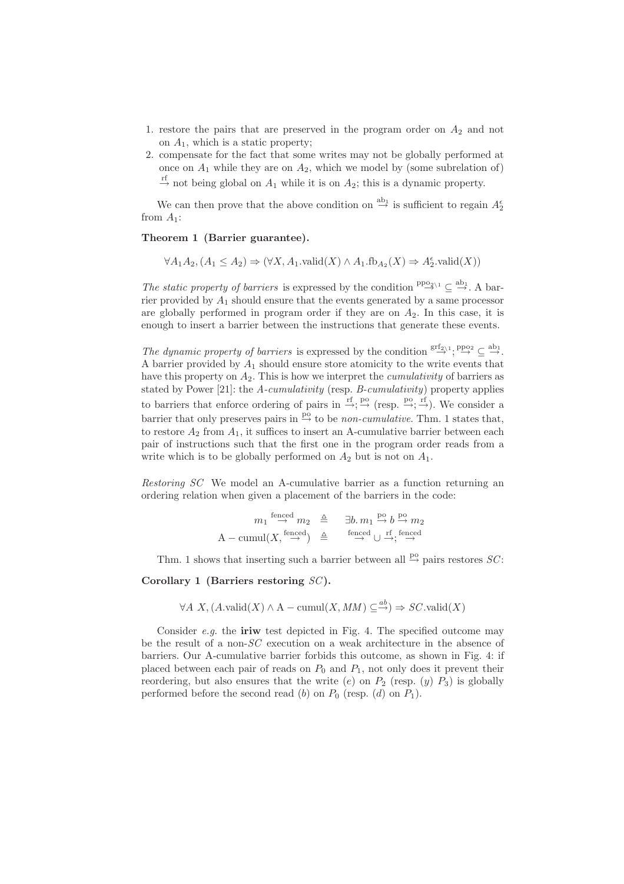1. restore the pairs that are preserved in the program order on $A_2$ and not on $A_1$, which is a static property;
2. compensate for the fact that some writes may not be globally performed at once on $A_1$ while they are on $A_2$, which we model by (some subrelation of) $\overset{\text{rf}}{\rightarrow}$ not being global on $A_1$ while it is on $A_2$; this is a dynamic property.

We can then prove that the above condition on $\overset{\text{ab}_1}{\rightarrow}$ is sufficient to regain $A_2^{\epsilon}$ from $A_1$:

**Theorem 1 (Barrier guarantee).**

$$\forall A_1 A_2, (A_1 \leq A_2) \Rightarrow (\forall X, A_1.\text{valid}(X) \wedge A_1.\text{fb}_{A_2}(X) \Rightarrow A_2^{\epsilon}.\text{valid}(X))$$

*The static property of barriers* is expressed by the condition $\overset{\text{ppo}_{2\setminus 1}}{\rightarrow} \subseteq \overset{\text{ab}_1}{\rightarrow}$. A barrier provided by $A_1$ should ensure that the events generated by a same processor are globally performed in program order if they are on $A_2$. In this case, it is enough to insert a barrier between the instructions that generate these events.

*The dynamic property of barriers* is expressed by the condition $\overset{\text{grf}_{2\setminus 1}}{\rightarrow}; \overset{\text{ppo}_2}{\rightarrow} \subseteq \overset{\text{ab}_1}{\rightarrow}$. A barrier provided by $A_1$ should ensure store atomicity to the write events that have this property on $A_2$. This is how we interpret the *cumulativity* of barriers as stated by Power [21]: the *A-cumulativity* (resp. *B-cumulativity*) property applies to barriers that enforce ordering of pairs in $\overset{\text{rf}}{\rightarrow}; \overset{\text{po}}{\rightarrow}$ (resp. $\overset{\text{po}}{\rightarrow}; \overset{\text{rf}}{\rightarrow}$). We consider a barrier that only preserves pairs in $\overset{\text{po}}{\rightarrow}$ to be *non-cumulative*. Thm. 1 states that, to restore $A_2$ from $A_1$, it suffices to insert an A-cumulative barrier between each pair of instructions such that the first one in the program order reads from a write which is to be globally performed on $A_2$ but is not on $A_1$.

*Restoring SC* We model an A-cumulative barrier as a function returning an ordering relation when given a placement of the barriers in the code:

$$m_1 \overset{\text{fenced}}{\rightarrow} m_2 \quad \triangleq \quad \exists b.\, m_1 \overset{\text{po}}{\rightarrow} b \overset{\text{po}}{\rightarrow} m_2$$
$$\text{A} - \text{cumul}(X, \overset{\text{fenced}}{\rightarrow}) \quad \triangleq \quad \overset{\text{fenced}}{\rightarrow} \cup \overset{\text{rf}}{\rightarrow}; \overset{\text{fenced}}{\rightarrow}$$

Thm. 1 shows that inserting such a barrier between all $\overset{\text{po}}{\rightarrow}$ pairs restores $SC$:

**Corollary 1 (Barriers restoring $SC$).**

$$\forall A\ X, (A.\text{valid}(X) \wedge \text{A} - \text{cumul}(X, MM) \subseteq \overset{ab}{\rightarrow}) \Rightarrow SC.\text{valid}(X)$$

Consider *e.g.* the **iriw** test depicted in Fig. 4. The specified outcome may be the result of a non-$SC$ execution on a weak architecture in the absence of barriers. Our A-cumulative barrier forbids this outcome, as shown in Fig. 4: if placed between each pair of reads on $P_0$ and $P_1$, not only does it prevent their reordering, but also ensures that the write $(e)$ on $P_2$ (resp. $(y)$ $P_3$) is globally performed before the second read $(b)$ on $P_0$ (resp. $(d)$ on $P_1$).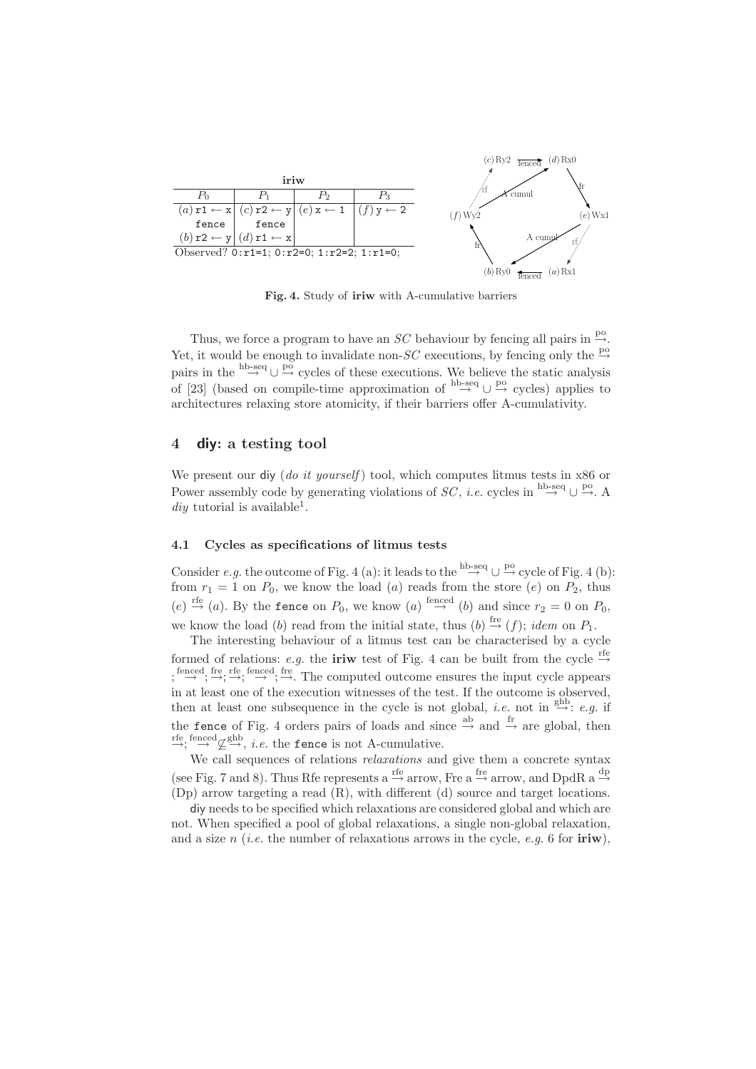**iriw**

| $P_0$ | $P_1$ | $P_2$ | $P_3$ |
|---|---|---|---|
| $(a)$ r1 ← x | $(c)$ r2 ← y | $(e)$ x ← 1 | $(f)$ y ← 2 |
| fence | fence | | |
| $(b)$ r2 ← y | $(d)$ r1 ← x | | |

Observed? 0:r1=1; 0:r2=0; 1:r2=2; 1:r1=0;

**Fig. 4.** Study of **iriw** with A-cumulative barriers

Thus, we force a program to have an $SC$ behaviour by fencing all pairs in $\xrightarrow{\text{po}}$. Yet, it would be enough to invalidate non-$SC$ executions, by fencing only the $\xrightarrow{\text{po}}$ pairs in the $\xrightarrow{\text{hb-seq}} \cup \xrightarrow{\text{po}}$ cycles of these executions. We believe the static analysis of [23] (based on compile-time approximation of $\xrightarrow{\text{hb-seq}} \cup \xrightarrow{\text{po}}$ cycles) applies to architectures relaxing store atomicity, if their barriers offer A-cumulativity.

## 4 diy: a testing tool

We present our diy (*do it yourself*) tool, which computes litmus tests in x86 or Power assembly code by generating violations of $SC$, *i.e.* cycles in $\xrightarrow{\text{hb-seq}} \cup \xrightarrow{\text{po}}$. A *diy* tutorial is available[1].

### 4.1 Cycles as specifications of litmus tests

Consider *e.g.* the outcome of Fig. 4 (a): it leads to the $\xrightarrow{\text{hb-seq}} \cup \xrightarrow{\text{po}}$ cycle of Fig. 4 (b): from $r_1 = 1$ on $P_0$, we know the load $(a)$ reads from the store $(e)$ on $P_2$, thus $(e) \xrightarrow{\text{rfe}} (a)$. By the fence on $P_0$, we know $(a) \xrightarrow{\text{fenced}} (b)$ and since $r_2 = 0$ on $P_0$, we know the load $(b)$ read from the initial state, thus $(b) \xrightarrow{\text{fre}} (f)$; *idem* on $P_1$.

The interesting behaviour of a litmus test can be characterised by a cycle formed of relations: *e.g.* the **iriw** test of Fig. 4 can be built from the cycle $\xrightarrow{\text{rfe}}; \xrightarrow{\text{fenced}}; \xrightarrow{\text{fre}}; \xrightarrow{\text{rfe}}; \xrightarrow{\text{fenced}}; \xrightarrow{\text{fre}}$. The computed outcome ensures the input cycle appears in at least one of the execution witnesses of the test. If the outcome is observed, then at least one subsequence in the cycle is not global, *i.e.* not in $\xrightarrow{\text{ghb}}$: *e.g.* if the fence of Fig. 4 orders pairs of loads and since $\xrightarrow{\text{ab}}$ and $\xrightarrow{\text{fr}}$ are global, then $\xrightarrow{\text{rfe}}; \xrightarrow{\text{fenced}} \not\subseteq \xrightarrow{\text{ghb}}$, *i.e.* the fence is not A-cumulative.

We call sequences of relations *relaxations* and give them a concrete syntax (see Fig. 7 and 8). Thus Rfe represents a $\xrightarrow{\text{rfe}}$ arrow, Fre a $\xrightarrow{\text{fre}}$ arrow, and DpdR a $\xrightarrow{\text{dp}}$ (Dp) arrow targeting a read (R), with different (d) source and target locations.

diy needs to be specified which relaxations are considered global and which are not. When specified a pool of global relaxations, a single non-global relaxation, and a size $n$ (*i.e.* the number of relaxations arrows in the cycle, *e.g.* 6 for **iriw**),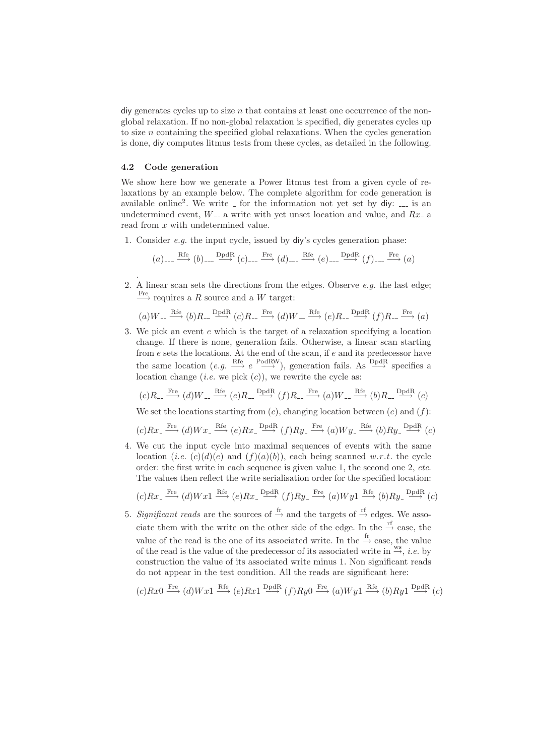diy generates cycles up to size $n$ that contains at least one occurrence of the non-global relaxation. If no non-global relaxation is specified, diy generates cycles up to size $n$ containing the specified global relaxations. When the cycles generation is done, diy computes litmus tests from these cycles, as detailed in the following.

### 4.2 Code generation

We show here how we generate a Power litmus test from a given cycle of relaxations by an example below. The complete algorithm for code generation is available online[2]. We write _ for the information not yet set by diy: ___ is an undetermined event, $W_{--}$ a write with yet unset location and value, and $Rx_-$ a read from $x$ with undetermined value.

1. Consider *e.g.* the input cycle, issued by diy's cycles generation phase:

$$(a)_{---} \xrightarrow{\text{Rfe}} (b)_{---} \xrightarrow{\text{DpdR}} (c)_{---} \xrightarrow{\text{Fre}} (d)_{---} \xrightarrow{\text{Rfe}} (e)_{---} \xrightarrow{\text{DpdR}} (f)_{---} \xrightarrow{\text{Fre}} (a)$$

.

2. A linear scan sets the directions from the edges. Observe *e.g.* the last edge; $\xrightarrow{\text{Fre}}$ requires a $R$ source and a $W$ target:

$$(a)W_{--} \xrightarrow{\text{Rfe}} (b)R_{--} \xrightarrow{\text{DpdR}} (c)R_{--} \xrightarrow{\text{Fre}} (d)W_{--} \xrightarrow{\text{Rfe}} (e)R_{--} \xrightarrow{\text{DpdR}} (f)R_{--} \xrightarrow{\text{Fre}} (a)$$

3. We pick an event $e$ which is the target of a relaxation specifying a location change. If there is none, generation fails. Otherwise, a linear scan starting from $e$ sets the locations. At the end of the scan, if $e$ and its predecessor have the same location (*e.g.* $\xrightarrow{\text{Rfe}} e \xrightarrow{\text{PodRW}}$), generation fails. As $\xrightarrow{\text{DpdR}}$ specifies a location change (*i.e.* we pick $(c)$), we rewrite the cycle as:

$$(c)R_{--} \xrightarrow{\text{Fre}} (d)W_{--} \xrightarrow{\text{Rfe}} (e)R_{--} \xrightarrow{\text{DpdR}} (f)R_{--} \xrightarrow{\text{Fre}} (a)W_{--} \xrightarrow{\text{Rfe}} (b)R_{--} \xrightarrow{\text{DpdR}} (c)$$

We set the locations starting from $(c)$, changing location between $(e)$ and $(f)$:

$$(c)Rx_- \xrightarrow{\text{Fre}} (d)Wx_- \xrightarrow{\text{Rfe}} (e)Rx_- \xrightarrow{\text{DpdR}} (f)Ry_- \xrightarrow{\text{Fre}} (a)Wy_- \xrightarrow{\text{Rfe}} (b)Ry_- \xrightarrow{\text{DpdR}} (c)$$

4. We cut the input cycle into maximal sequences of events with the same location (*i.e.* $(c)(d)(e)$ and $(f)(a)(b)$), each being scanned *w.r.t.* the cycle order: the first write in each sequence is given value 1, the second one 2, *etc.* The values then reflect the write serialisation order for the specified location:

$$(c)Rx_- \xrightarrow{\text{Fre}} (d)Wx1 \xrightarrow{\text{Rfe}} (e)Rx_- \xrightarrow{\text{DpdR}} (f)Ry_- \xrightarrow{\text{Fre}} (a)Wy1 \xrightarrow{\text{Rfe}} (b)Ry_- \xrightarrow{\text{DpdR}} (c)$$

5. *Significant reads* are the sources of $\xrightarrow{\text{fr}}$ and the targets of $\xrightarrow{\text{rf}}$ edges. We associate them with the write on the other side of the edge. In the $\xrightarrow{\text{rf}}$ case, the value of the read is the one of its associated write. In the $\xrightarrow{\text{fr}}$ case, the value of the read is the value of the predecessor of its associated write in $\xrightarrow{\text{ws}}$, *i.e.* by construction the value of its associated write minus 1. Non significant reads do not appear in the test condition. All the reads are significant here:

$$(c)Rx0 \xrightarrow{\text{Fre}} (d)Wx1 \xrightarrow{\text{Rfe}} (e)Rx1 \xrightarrow{\text{DpdR}} (f)Ry0 \xrightarrow{\text{Fre}} (a)Wy1 \xrightarrow{\text{Rfe}} (b)Ry1 \xrightarrow{\text{DpdR}} (c)$$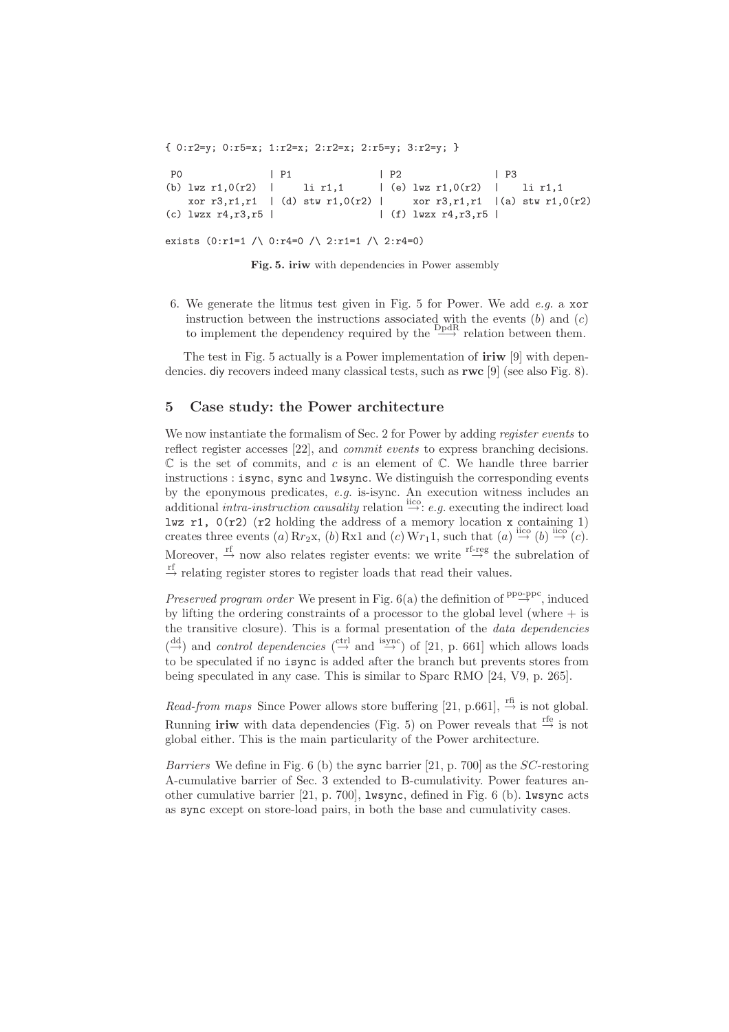```
{ 0:r2=y; 0:r5=x; 1:r2=x; 2:r2=x; 2:r5=y; 3:r2=y; }

 P0               | P1               | P2               | P3
(b) lwz r1,0(r2)  |     li r1,1      | (e) lwz r1,0(r2)  |     li r1,1
    xor r3,r1,r1  | (d) stw r1,0(r2) |     xor r3,r1,r1  |(a) stw r1,0(r2)
(c) lwzx r4,r3,r5 |                  | (f) lwzx r4,r3,r5 |

exists (0:r1=1 /\ 0:r4=0 /\ 2:r1=1 /\ 2:r4=0)
```

**Fig. 5. iriw** with dependencies in Power assembly

6. We generate the litmus test given in Fig. 5 for Power. We add *e.g.* a `xor` instruction between the instructions associated with the events $(b)$ and $(c)$ to implement the dependency required by the $\stackrel{\text{DpdR}}{\longrightarrow}$ relation between them.

The test in Fig. 5 actually is a Power implementation of **iriw** [9] with dependencies. diy recovers indeed many classical tests, such as **rwc** [9] (see also Fig. 8).

## 5 Case study: the Power architecture

We now instantiate the formalism of Sec. 2 for Power by adding *register events* to reflect register accesses [22], and *commit events* to express branching decisions. $\mathbb{C}$ is the set of commits, and $c$ is an element of $\mathbb{C}$. We handle three barrier instructions : `isync`, `sync` and `lwsync`. We distinguish the corresponding events by the eponymous predicates, *e.g.* is-isync. An execution witness includes an additional *intra-instruction causality* relation $\stackrel{\text{iico}}{\rightarrow}$: *e.g.* executing the indirect load `lwz r1, 0(r2)` (`r2` holding the address of a memory location `x` containing 1) creates three events $(a)\,\mathrm{R}r_2\mathrm{x}$, $(b)\,\mathrm{Rx}1$ and $(c)\,\mathrm{W}r_1 1$, such that $(a) \stackrel{\text{iico}}{\rightarrow} (b) \stackrel{\text{iico}}{\rightarrow} (c)$. Moreover, $\stackrel{\text{rf}}{\rightarrow}$ now also relates register events: we write $\stackrel{\text{rf-reg}}{\rightarrow}$ the subrelation of $\stackrel{\text{rf}}{\rightarrow}$ relating register stores to register loads that read their values.

*Preserved program order* We present in Fig. 6(a) the definition of $\stackrel{\text{ppo-ppc}}{\rightarrow}$, induced by lifting the ordering constraints of a processor to the global level (where $+$ is the transitive closure). This is a formal presentation of the *data dependencies* ($\stackrel{\text{dd}}{\rightarrow}$) and *control dependencies* ($\stackrel{\text{ctrl}}{\rightarrow}$ and $\stackrel{\text{isync}}{\rightarrow}$) of [21, p. 661] which allows loads to be speculated if no `isync` is added after the branch but prevents stores from being speculated in any case. This is similar to Sparc RMO [24, V9, p. 265].

*Read-from maps* Since Power allows store buffering [21, p.661], $\stackrel{\text{rfi}}{\rightarrow}$ is not global. Running **iriw** with data dependencies (Fig. 5) on Power reveals that $\stackrel{\text{rfe}}{\rightarrow}$ is not global either. This is the main particularity of the Power architecture.

*Barriers* We define in Fig. 6 (b) the `sync` barrier [21, p. 700] as the *SC*-restoring A-cumulative barrier of Sec. 3 extended to B-cumulativity. Power features another cumulative barrier [21, p. 700], `lwsync`, defined in Fig. 6 (b). `lwsync` acts as `sync` except on store-load pairs, in both the base and cumulativity cases.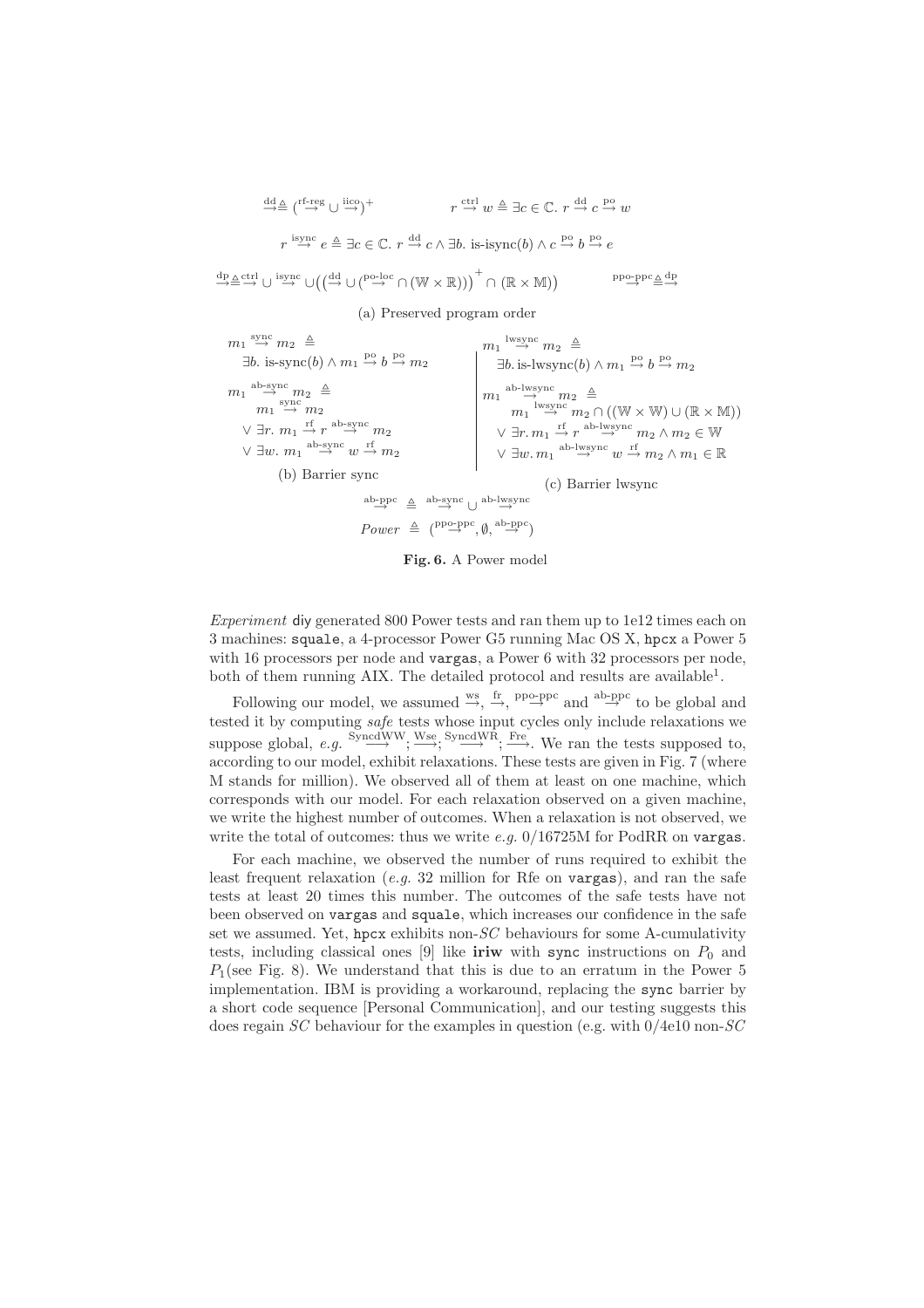$$\xrightarrow{\text{dd}} \triangleq (\xrightarrow{\text{rf-reg}} \cup \xrightarrow{\text{iico}})^+ \qquad r \xrightarrow{\text{ctrl}} w \triangleq \exists c \in \mathbb{C}.\ r \xrightarrow{\text{dd}} c \xrightarrow{\text{po}} w$$

$$r \xrightarrow{\text{isync}} e \triangleq \exists c \in \mathbb{C}.\ r \xrightarrow{\text{dd}} c \wedge \exists b.\ \text{is-isync}(b) \wedge c \xrightarrow{\text{po}} b \xrightarrow{\text{po}} e$$

$$\xrightarrow{\text{dp}} \triangleq \xrightarrow{\text{ctrl}} \cup \xrightarrow{\text{isync}} \cup \left( \left( \xrightarrow{\text{dd}} \cup (\xrightarrow{\text{po-loc}} \cap (\mathbb{W} \times \mathbb{R})) \right)^+ \cap (\mathbb{R} \times \mathbb{M}) \right) \qquad \xrightarrow{\text{ppo-ppc}} \triangleq \xrightarrow{\text{dp}}$$

(a) Preserved program order

$$m_1 \xrightarrow{\text{sync}} m_2 \triangleq \exists b.\ \text{is-sync}(b) \wedge m_1 \xrightarrow{\text{po}} b \xrightarrow{\text{po}} m_2$$

$$m_1 \xrightarrow{\text{ab-sync}} m_2 \triangleq m_1 \xrightarrow{\text{sync}} m_2 \vee \exists r.\ m_1 \xrightarrow{\text{rf}} r \xrightarrow{\text{ab-sync}} m_2 \vee \exists w.\ m_1 \xrightarrow{\text{ab-sync}} w \xrightarrow{\text{rf}} m_2$$

(b) Barrier sync

$$m_1 \xrightarrow{\text{lwsync}} m_2 \triangleq \exists b.\ \text{is-lwsync}(b) \wedge m_1 \xrightarrow{\text{po}} b \xrightarrow{\text{po}} m_2$$

$$m_1 \xrightarrow{\text{ab-lwsync}} m_2 \triangleq m_1 \xrightarrow{\text{lwsync}} m_2 \cap ((\mathbb{W} \times \mathbb{W}) \cup (\mathbb{R} \times \mathbb{M})) \vee \exists r.\ m_1 \xrightarrow{\text{rf}} r \xrightarrow{\text{ab-lwsync}} m_2 \wedge m_2 \in \mathbb{W} \vee \exists w.\ m_1 \xrightarrow{\text{ab-lwsync}} w \xrightarrow{\text{rf}} m_2 \wedge m_1 \in \mathbb{R}$$

(c) Barrier lwsync

$$\xrightarrow{\text{ab-ppc}} \triangleq \xrightarrow{\text{ab-sync}} \cup \xrightarrow{\text{ab-lwsync}}$$

$$Power \triangleq (\xrightarrow{\text{ppo-ppc}}, \emptyset, \xrightarrow{\text{ab-ppc}})$$

**Fig. 6.** A Power model

*Experiment* diy generated 800 Power tests and ran them up to 1e12 times each on 3 machines: `squale`, a 4-processor Power G5 running Mac OS X, `hpcx` a Power 5 with 16 processors per node and `vargas`, a Power 6 with 32 processors per node, both of them running AIX. The detailed protocol and results are available[1].

Following our model, we assumed $\xrightarrow{\text{ws}}$, $\xrightarrow{\text{fr}}$, $\xrightarrow{\text{ppo-ppc}}$ and $\xrightarrow{\text{ab-ppc}}$ to be global and tested it by computing *safe* tests whose input cycles only include relaxations we suppose global, *e.g.* $\xrightarrow{\text{SyncdWW}}; \xrightarrow{\text{Wse}}; \xrightarrow{\text{SyncdWR}}; \xrightarrow{\text{Fre}}$. We ran the tests supposed to, according to our model, exhibit relaxations. These tests are given in Fig. 7 (where M stands for million). We observed all of them at least on one machine, which corresponds with our model. For each relaxation observed on a given machine, we write the highest number of outcomes. When a relaxation is not observed, we write the total of outcomes: thus we write *e.g.* 0/16725M for PodRR on `vargas`.

For each machine, we observed the number of runs required to exhibit the least frequent relaxation (*e.g.* 32 million for Rfe on `vargas`), and ran the safe tests at least 20 times this number. The outcomes of the safe tests have not been observed on `vargas` and `squale`, which increases our confidence in the safe set we assumed. Yet, `hpcx` exhibits non-*SC* behaviours for some A-cumulativity tests, including classical ones [9] like **iriw** with `sync` instructions on $P_0$ and $P_1$(see Fig. 8). We understand that this is due to an erratum in the Power 5 implementation. IBM is providing a workaround, replacing the `sync` barrier by a short code sequence [Personal Communication], and our testing suggests this does regain *SC* behaviour for the examples in question (e.g. with 0/4e10 non-*SC*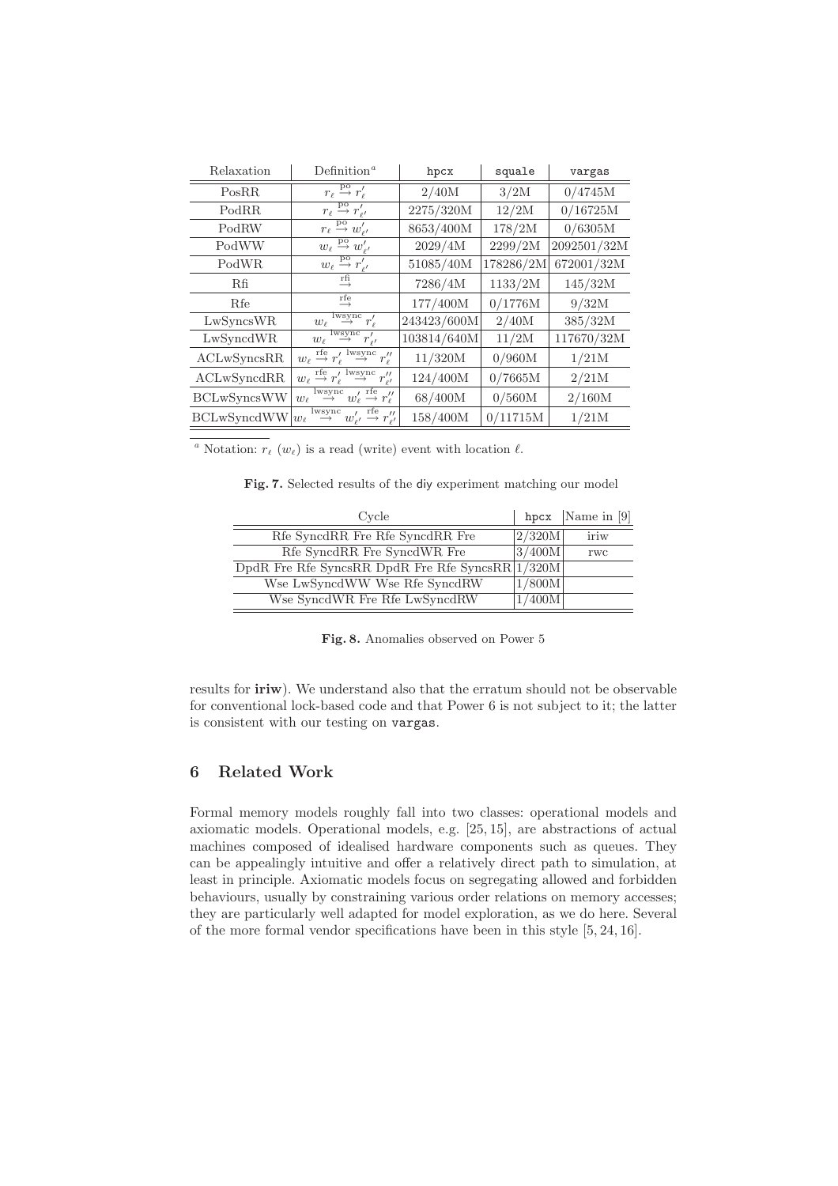| Relaxation | Definition[a] | hpcx | squale | vargas |
|---|---|---|---|---|
| PosRR | $r_\ell \overset{\text{po}}{\to} r'_\ell$ | 2/40M | 3/2M | 0/4745M |
| PodRR | $r_\ell \overset{\text{po}}{\to} r'_{\ell'}$ | 2275/320M | 12/2M | 0/16725M |
| PodRW | $r_\ell \overset{\text{po}}{\to} w'_{\ell'}$ | 8653/400M | 178/2M | 0/6305M |
| PodWW | $w_\ell \overset{\text{po}}{\to} w'_{\ell'}$ | 2029/4M | 2299/2M | 2092501/32M |
| PodWR | $w_\ell \overset{\text{po}}{\to} r'_{\ell'}$ | 51085/40M | 178286/2M | 672001/32M |
| Rfi | $\overset{\text{rfi}}{\to}$ | 7286/4M | 1133/2M | 145/32M |
| Rfe | $\overset{\text{rfe}}{\to}$ | 177/400M | 0/1776M | 9/32M |
| LwSyncsWR | $w_\ell \overset{\text{lwsync}}{\to} r'_\ell$ | 243423/600M | 2/40M | 385/32M |
| LwSyncdWR | $w_\ell \overset{\text{lwsync}}{\to} r'_{\ell'}$ | 103814/640M | 11/2M | 117670/32M |
| ACLwSyncsRR | $w_\ell \overset{\text{rfe}}{\to} r'_\ell \overset{\text{lwsync}}{\to} r''_\ell$ | 11/320M | 0/960M | 1/21M |
| ACLwSyncdRR | $w_\ell \overset{\text{rfe}}{\to} r'_\ell \overset{\text{lwsync}}{\to} r''_{\ell'}$ | 124/400M | 0/7665M | 2/21M |
| BCLwSyncsWW | $w_\ell \overset{\text{lwsync}}{\to} w'_\ell \overset{\text{rfe}}{\to} r''_\ell$ | 68/400M | 0/560M | 2/160M |
| BCLwSyncdWW | $w_\ell \overset{\text{lwsync}}{\to} w'_{\ell'} \overset{\text{rfe}}{\to} r''_{\ell'}$ | 158/400M | 0/11715M | 1/21M |

[a] Notation: $r_\ell$ ($w_\ell$) is a read (write) event with location $\ell$.

**Fig. 7.** Selected results of the diy experiment matching our model

| Cycle | hpcx | Name in [9] |
|---|---|---|
| Rfe SyncdRR Fre Rfe SyncdRR Fre | 2/320M | iriw |
| Rfe SyncdRR Fre SyncdWR Fre | 3/400M | rwc |
| DpdR Fre Rfe SyncsRR DpdR Fre Rfe SyncsRR | 1/320M | |
| Wse LwSyncdWW Wse Rfe SyncdRW | 1/800M | |
| Wse SyncdWR Fre Rfe LwSyncdRW | 1/400M | |

**Fig. 8.** Anomalies observed on Power 5

results for **iriw**). We understand also that the erratum should not be observable for conventional lock-based code and that Power 6 is not subject to it; the latter is consistent with our testing on vargas.

## 6 Related Work

Formal memory models roughly fall into two classes: operational models and axiomatic models. Operational models, e.g. [25, 15], are abstractions of actual machines composed of idealised hardware components such as queues. They can be appealingly intuitive and offer a relatively direct path to simulation, at least in principle. Axiomatic models focus on segregating allowed and forbidden behaviours, usually by constraining various order relations on memory accesses; they are particularly well adapted for model exploration, as we do here. Several of the more formal vendor specifications have been in this style [5, 24, 16].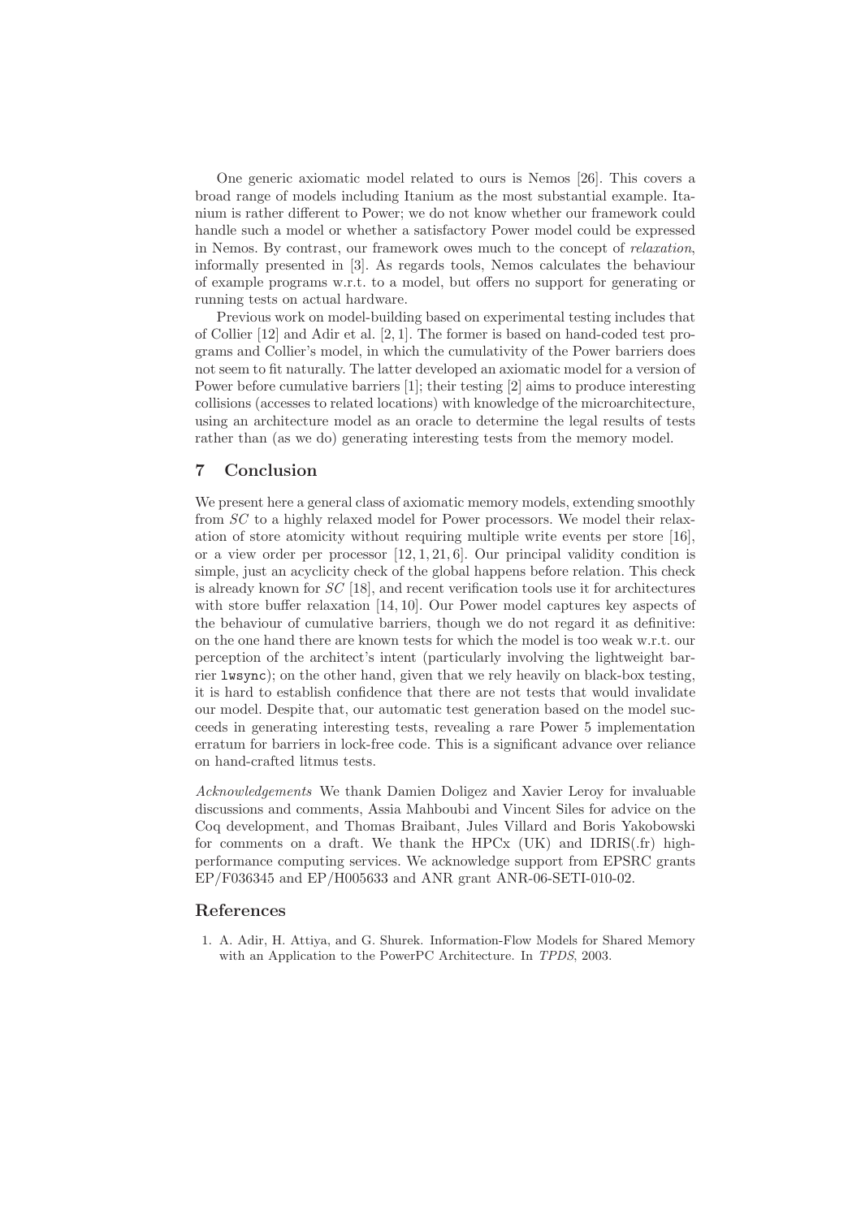One generic axiomatic model related to ours is Nemos [26]. This covers a broad range of models including Itanium as the most substantial example. Itanium is rather different to Power; we do not know whether our framework could handle such a model or whether a satisfactory Power model could be expressed in Nemos. By contrast, our framework owes much to the concept of *relaxation*, informally presented in [3]. As regards tools, Nemos calculates the behaviour of example programs w.r.t. to a model, but offers no support for generating or running tests on actual hardware.

Previous work on model-building based on experimental testing includes that of Collier [12] and Adir et al. [2, 1]. The former is based on hand-coded test programs and Collier's model, in which the cumulativity of the Power barriers does not seem to fit naturally. The latter developed an axiomatic model for a version of Power before cumulative barriers [1]; their testing [2] aims to produce interesting collisions (accesses to related locations) with knowledge of the microarchitecture, using an architecture model as an oracle to determine the legal results of tests rather than (as we do) generating interesting tests from the memory model.

## 7 Conclusion

We present here a general class of axiomatic memory models, extending smoothly from *SC* to a highly relaxed model for Power processors. We model their relaxation of store atomicity without requiring multiple write events per store [16], or a view order per processor [12, 1, 21, 6]. Our principal validity condition is simple, just an acyclicity check of the global happens before relation. This check is already known for *SC* [18], and recent verification tools use it for architectures with store buffer relaxation [14, 10]. Our Power model captures key aspects of the behaviour of cumulative barriers, though we do not regard it as definitive: on the one hand there are known tests for which the model is too weak w.r.t. our perception of the architect's intent (particularly involving the lightweight barrier `lwsync`); on the other hand, given that we rely heavily on black-box testing, it is hard to establish confidence that there are not tests that would invalidate our model. Despite that, our automatic test generation based on the model succeeds in generating interesting tests, revealing a rare Power 5 implementation erratum for barriers in lock-free code. This is a significant advance over reliance on hand-crafted litmus tests.

*Acknowledgements* We thank Damien Doligez and Xavier Leroy for invaluable discussions and comments, Assia Mahboubi and Vincent Siles for advice on the Coq development, and Thomas Braibant, Jules Villard and Boris Yakobowski for comments on a draft. We thank the HPCx (UK) and IDRIS(.fr) high-performance computing services. We acknowledge support from EPSRC grants EP/F036345 and EP/H005633 and ANR grant ANR-06-SETI-010-02.

## References

1. A. Adir, H. Attiya, and G. Shurek. Information-Flow Models for Shared Memory with an Application to the PowerPC Architecture. In *TPDS*, 2003.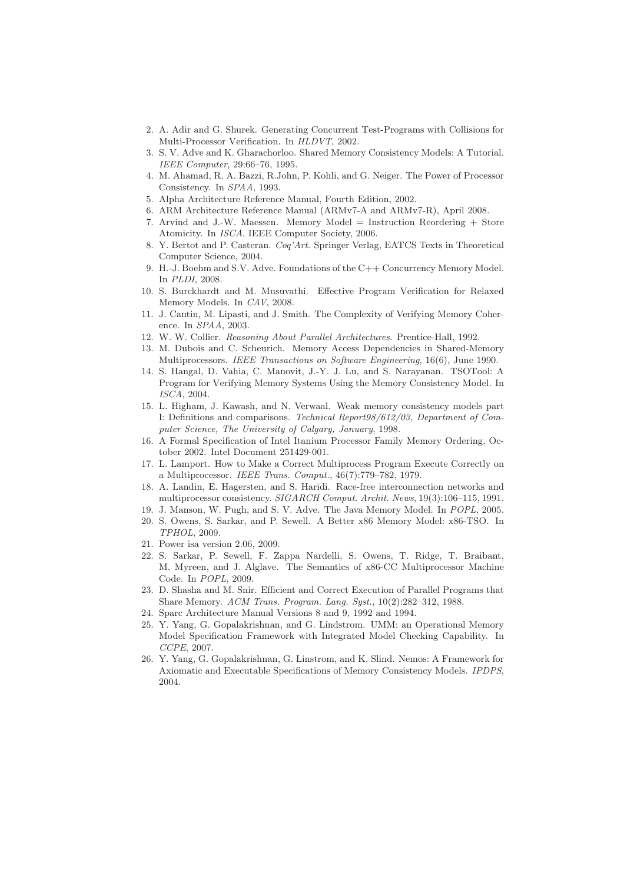2. A. Adir and G. Shurek. Generating Concurrent Test-Programs with Collisions for Multi-Processor Verification. In *HLDVT*, 2002.
3. S. V. Adve and K. Gharachorloo. Shared Memory Consistency Models: A Tutorial. *IEEE Computer*, 29:66–76, 1995.
4. M. Ahamad, R. A. Bazzi, R.John, P. Kohli, and G. Neiger. The Power of Processor Consistency. In *SPAA*, 1993.
5. Alpha Architecture Reference Manual, Fourth Edition, 2002.
6. ARM Architecture Reference Manual (ARMv7-A and ARMv7-R), April 2008.
7. Arvind and J.-W. Maessen. Memory Model = Instruction Reordering + Store Atomicity. In *ISCA*. IEEE Computer Society, 2006.
8. Y. Bertot and P. Casteran. *Coq'Art*. Springer Verlag, EATCS Texts in Theoretical Computer Science, 2004.
9. H.-J. Boehm and S.V. Adve. Foundations of the C++ Concurrency Memory Model. In *PLDI*, 2008.
10. S. Burckhardt and M. Musuvathi. Effective Program Verification for Relaxed Memory Models. In *CAV*, 2008.
11. J. Cantin, M. Lipasti, and J. Smith. The Complexity of Verifying Memory Coherence. In *SPAA*, 2003.
12. W. W. Collier. *Reasoning About Parallel Architectures*. Prentice-Hall, 1992.
13. M. Dubois and C. Scheurich. Memory Access Dependencies in Shared-Memory Multiprocessors. *IEEE Transactions on Software Engineering*, 16(6), June 1990.
14. S. Hangal, D. Vahia, C. Manovit, J.-Y. J. Lu, and S. Narayanan. TSOTool: A Program for Verifying Memory Systems Using the Memory Consistency Model. In *ISCA*, 2004.
15. L. Higham, J. Kawash, and N. Verwaal. Weak memory consistency models part I: Definitions and comparisons. *Technical Report98/612/03, Department of Computer Science, The University of Calgary, January*, 1998.
16. A Formal Specification of Intel Itanium Processor Family Memory Ordering, October 2002. Intel Document 251429-001.
17. L. Lamport. How to Make a Correct Multiprocess Program Execute Correctly on a Multiprocessor. *IEEE Trans. Comput.*, 46(7):779–782, 1979.
18. A. Landin, E. Hagersten, and S. Haridi. Race-free interconnection networks and multiprocessor consistency. *SIGARCH Comput. Archit. News*, 19(3):106–115, 1991.
19. J. Manson, W. Pugh, and S. V. Adve. The Java Memory Model. In *POPL*, 2005.
20. S. Owens, S. Sarkar, and P. Sewell. A Better x86 Memory Model: x86-TSO. In *TPHOL*, 2009.
21. Power isa version 2.06, 2009.
22. S. Sarkar, P. Sewell, F. Zappa Nardelli, S. Owens, T. Ridge, T. Braibant, M. Myreen, and J. Alglave. The Semantics of x86-CC Multiprocessor Machine Code. In *POPL*, 2009.
23. D. Shasha and M. Snir. Efficient and Correct Execution of Parallel Programs that Share Memory. *ACM Trans. Program. Lang. Syst.*, 10(2):282–312, 1988.
24. Sparc Architecture Manual Versions 8 and 9, 1992 and 1994.
25. Y. Yang, G. Gopalakrishnan, and G. Lindstrom. UMM: an Operational Memory Model Specification Framework with Integrated Model Checking Capability. In *CCPE*, 2007.
26. Y. Yang, G. Gopalakrishnan, G. Linstrom, and K. Slind. Nemos: A Framework for Axiomatic and Executable Specifications of Memory Consistency Models. *IPDPS*, 2004.